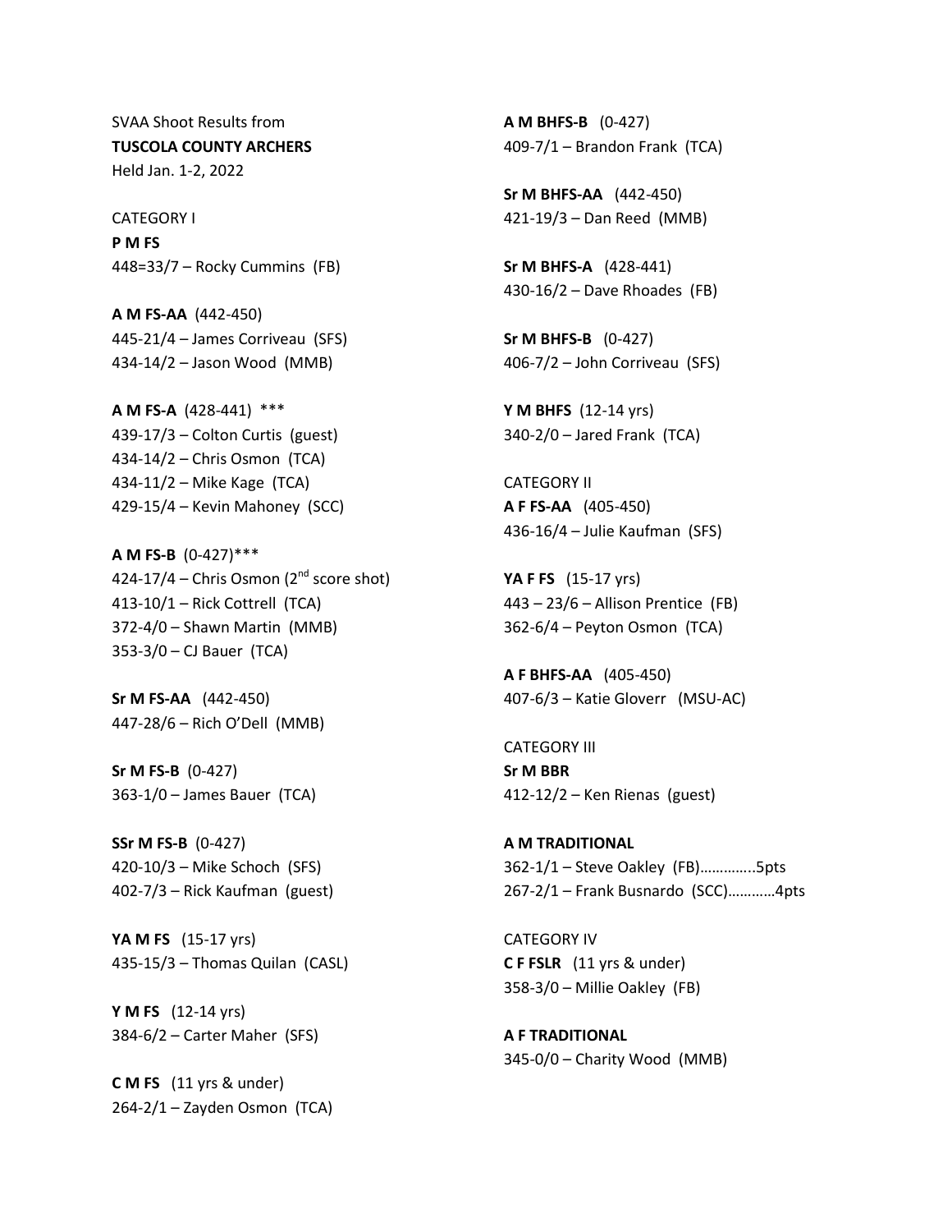SVAA Shoot Results from
**TUSCOLA COUNTY ARCHERS**
Held Jan. 1-2, 2022

CATEGORY I

**P M FS**
448=33/7 – Rocky Cummins (FB)

**A M FS-AA** (442-450)
445-21/4 – James Corriveau (SFS)
434-14/2 – Jason Wood (MMB)

**A M FS-A** (428-441) ***
439-17/3 – Colton Curtis (guest)
434-14/2 – Chris Osmon (TCA)
434-11/2 – Mike Kage (TCA)
429-15/4 – Kevin Mahoney (SCC)

**A M FS-B** (0-427)***
424-17/4 – Chris Osmon (2nd score shot)
413-10/1 – Rick Cottrell (TCA)
372-4/0 – Shawn Martin (MMB)
353-3/0 – CJ Bauer (TCA)

**Sr M FS-AA** (442-450)
447-28/6 – Rich O'Dell (MMB)

**Sr M FS-B** (0-427)
363-1/0 – James Bauer (TCA)

**SSr M FS-B** (0-427)
420-10/3 – Mike Schoch (SFS)
402-7/3 – Rick Kaufman (guest)

**YA M FS** (15-17 yrs)
435-15/3 – Thomas Quilan (CASL)

**Y M FS** (12-14 yrs)
384-6/2 – Carter Maher (SFS)

**C M FS** (11 yrs & under)
264-2/1 – Zayden Osmon (TCA)

**A M BHFS-B** (0-427)
409-7/1 – Brandon Frank (TCA)

**Sr M BHFS-AA** (442-450)
421-19/3 – Dan Reed (MMB)

**Sr M BHFS-A** (428-441)
430-16/2 – Dave Rhoades (FB)

**Sr M BHFS-B** (0-427)
406-7/2 – John Corriveau (SFS)

**Y M BHFS** (12-14 yrs)
340-2/0 – Jared Frank (TCA)

CATEGORY II

**A F FS-AA** (405-450)
436-16/4 – Julie Kaufman (SFS)

**YA F FS** (15-17 yrs)
443 – 23/6 – Allison Prentice (FB)
362-6/4 – Peyton Osmon (TCA)

**A F BHFS-AA** (405-450)
407-6/3 – Katie Gloverr (MSU-AC)

CATEGORY III

**Sr M BBR**
412-12/2 – Ken Rienas (guest)

**A M TRADITIONAL**
362-1/1 – Steve Oakley (FB)…………..5pts
267-2/1 – Frank Busnardo (SCC)…………4pts

CATEGORY IV

**C F FSLR** (11 yrs & under)
358-3/0 – Millie Oakley (FB)

**A F TRADITIONAL**
345-0/0 – Charity Wood (MMB)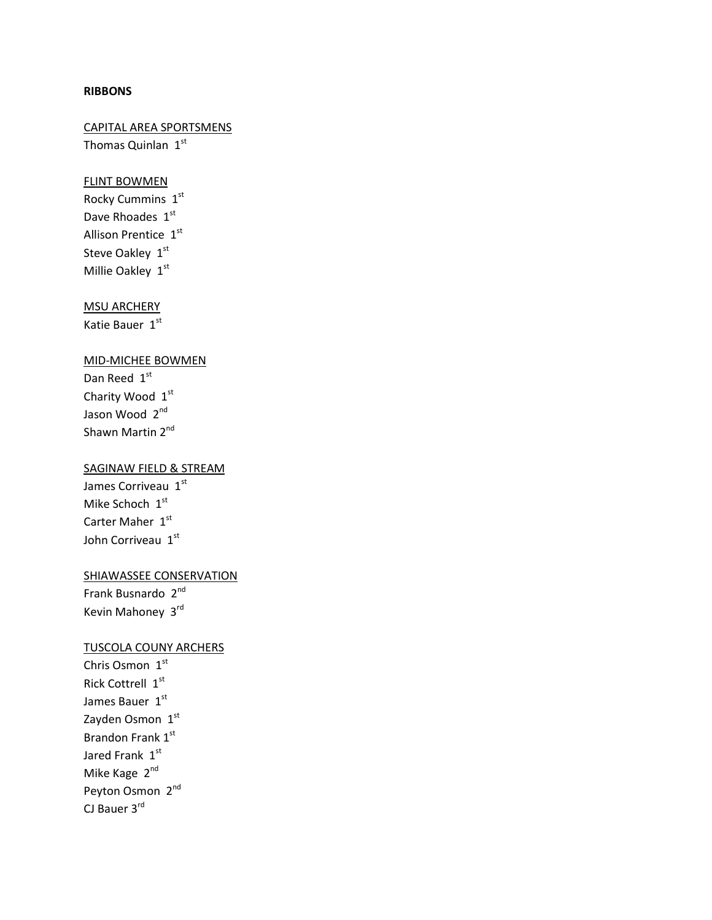**RIBBONS**

CAPITAL AREA SPORTSMENS

Thomas Quinlan 1st

FLINT BOWMEN

Rocky Cummins 1st
Dave Rhoades 1st
Allison Prentice 1st
Steve Oakley 1st
Millie Oakley 1st

MSU ARCHERY

Katie Bauer 1st

MID-MICHEE BOWMEN

Dan Reed 1st
Charity Wood 1st
Jason Wood 2nd
Shawn Martin 2nd

SAGINAW FIELD & STREAM

James Corriveau 1st
Mike Schoch 1st
Carter Maher 1st
John Corriveau 1st

SHIAWASSEE CONSERVATION

Frank Busnardo 2nd
Kevin Mahoney 3rd

TUSCOLA COUNY ARCHERS

Chris Osmon 1st
Rick Cottrell 1st
James Bauer 1st
Zayden Osmon 1st
Brandon Frank 1st
Jared Frank 1st
Mike Kage 2nd
Peyton Osmon 2nd
CJ Bauer 3rd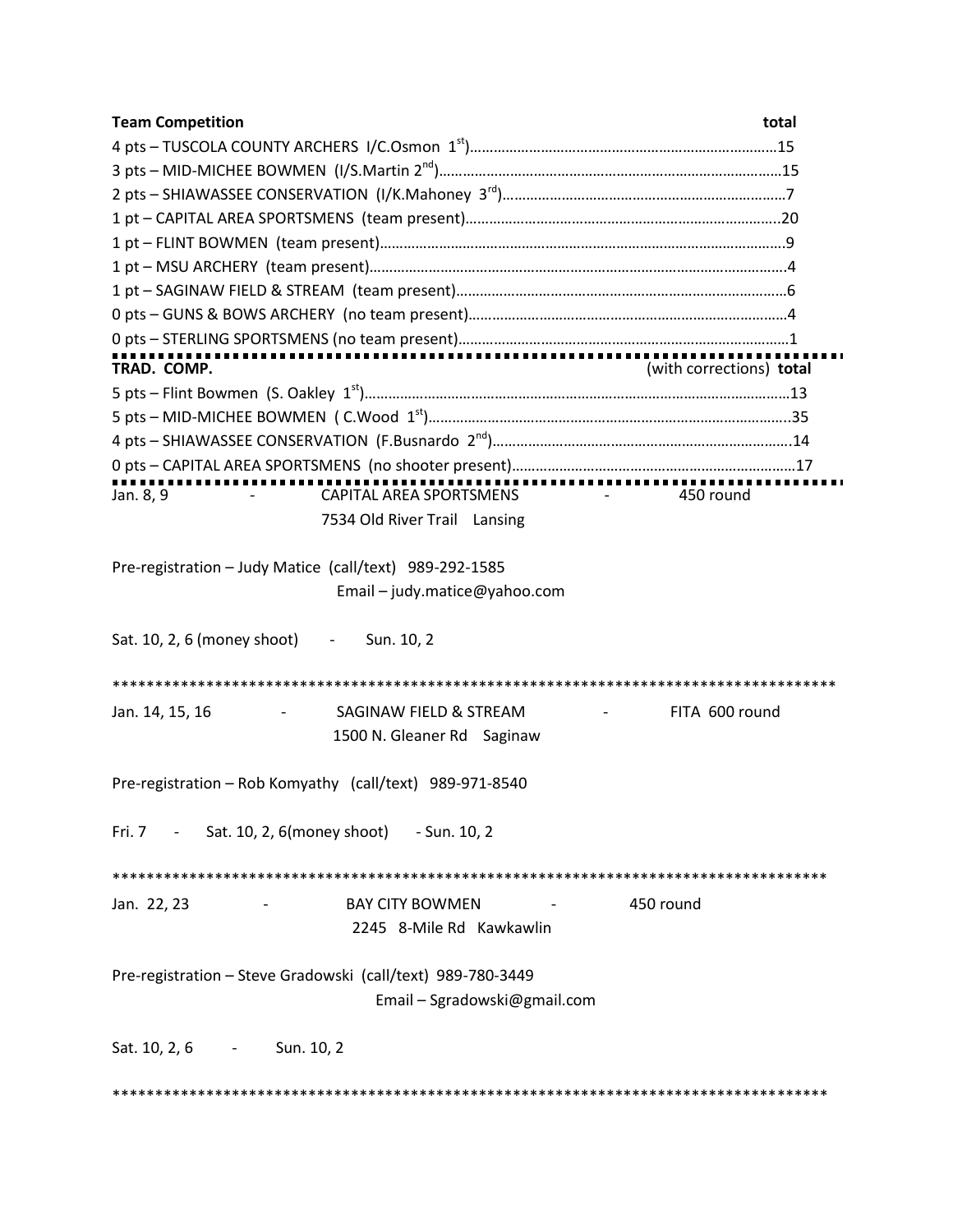**Team Competition** **total**

4 pts – TUSCOLA COUNTY ARCHERS I/C.Osmon 1st)……………………………………………………………………15

3 pts – MID-MICHEE BOWMEN (I/S.Martin 2nd)……………………………………………………………………15

2 pts – SHIAWASSEE CONSERVATION (I/K.Mahoney 3rd)……………………………………………………7

1 pt – CAPITAL AREA SPORTSMENS (team present)……………………………………………………………20

1 pt – FLINT BOWMEN (team present)……………………………………………………………………………9

1 pt – MSU ARCHERY (team present)……………………………………………………………………………4

1 pt – SAGINAW FIELD & STREAM (team present)………………………………………………………………6

0 pts – GUNS & BOWS ARCHERY (no team present)……………………………………………………………4

0 pts – STERLING SPORTSMENS (no team present)………………………………………………………………1

---

**TRAD. COMP.** (with corrections) **total**

5 pts – Flint Bowmen (S. Oakley 1st)………………………………………………………………………………13

5 pts – MID-MICHEE BOWMEN ( C.Wood 1st)……………………………………………………………………35

4 pts – SHIAWASSEE CONSERVATION (F.Busnardo 2nd)…………………………………………………………14

0 pts – CAPITAL AREA SPORTSMENS (no shooter present)………………………………………………………17

---

Jan. 8, 9 - CAPITAL AREA SPORTSMENS - 450 round

7534 Old River Trail Lansing

Pre-registration – Judy Matice (call/text) 989-292-1585

Email – judy.matice@yahoo.com

Sat. 10, 2, 6 (money shoot) - Sun. 10, 2

*************************************************************************************

Jan. 14, 15, 16 - SAGINAW FIELD & STREAM - FITA 600 round

1500 N. Gleaner Rd Saginaw

Pre-registration – Rob Komyathy (call/text) 989-971-8540

Fri. 7 - Sat. 10, 2, 6(money shoot) - Sun. 10, 2

*************************************************************************************

Jan. 22, 23 - BAY CITY BOWMEN - 450 round

2245 8-Mile Rd Kawkawlin

Pre-registration – Steve Gradowski (call/text) 989-780-3449

Email – Sgradowski@gmail.com

Sat. 10, 2, 6 - Sun. 10, 2

*************************************************************************************